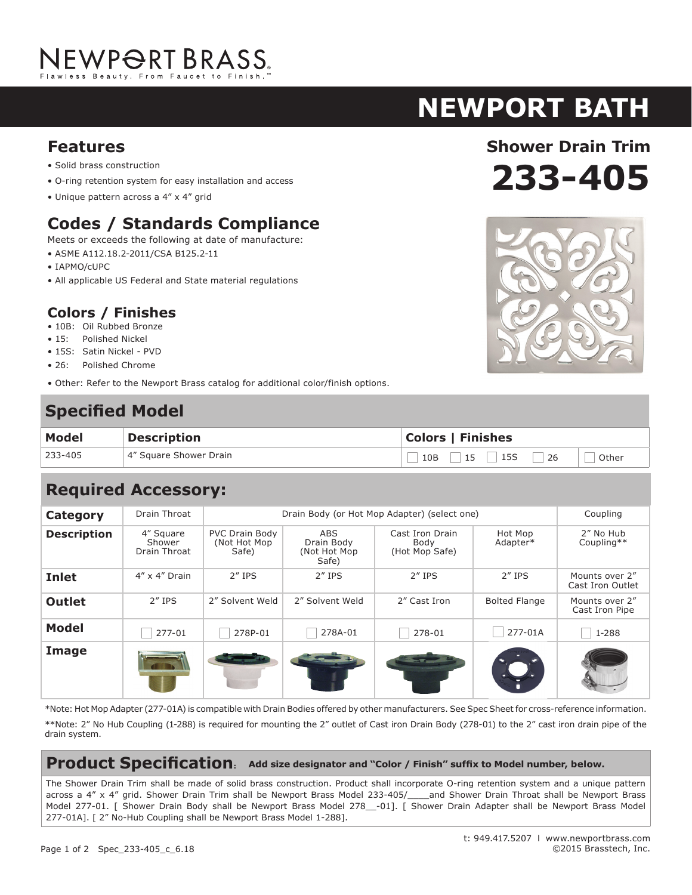# NEWPORT BRASS

Flawless Beauty. From Faucet to Finish.™

# NEWPORT BATH

## Shower Drain Trim

# 233-405

## Features

- Solid brass construction
- O-ring retention system for easy installation and access
- Unique pattern across a 4" x 4" grid

## Codes / Standards Compliance

Meets or exceeds the following at date of manufacture:

- ASME A112.18.2-2011/CSA B125.2-11
- IAPMO/cUPC
- All applicable US Federal and State material regulations

## Colors / Finishes

- 10B: Oil Rubbed Bronze
- 15: Polished Nickel
- 15S: Satin Nickel - PVD
- 26: Polished Chrome

- Other: Refer to the Newport Brass catalog for additional color/finish options.

## Specified Model

| Model | Description | Colors \| Finishes |
|---|---|---|
| 233-405 | 4" Square Shower Drain | ☐ 10B ☐ 15 ☐ 15S ☐ 26 ☐ Other |

## Required Accessory:

| Category | Drain Throat | Drain Body (or Hot Mop Adapter) (select one) | | | | Coupling |
|---|---|---|---|---|---|---|
| **Description** | 4" Square Shower Drain Throat | PVC Drain Body (Not Hot Mop Safe) | ABS Drain Body (Not Hot Mop Safe) | Cast Iron Drain Body (Hot Mop Safe) | Hot Mop Adapter* | 2" No Hub Coupling** |
| **Inlet** | 4" x 4" Drain | 2" IPS | 2" IPS | 2" IPS | 2" IPS | Mounts over 2" Cast Iron Outlet |
| **Outlet** | 2" IPS | 2" Solvent Weld | 2" Solvent Weld | 2" Cast Iron | Bolted Flange | Mounts over 2" Cast Iron Pipe |
| **Model** | ☐ 277-01 | ☐ 278P-01 | ☐ 278A-01 | ☐ 278-01 | ☐ 277-01A | ☐ 1-288 |
| **Image** | | | | | | |

*Note: Hot Mop Adapter (277-01A) is compatible with Drain Bodies offered by other manufacturers. See Spec Sheet for cross-reference information.

**Note: 2" No Hub Coupling (1-288) is required for mounting the 2" outlet of Cast iron Drain Body (278-01) to the 2" cast iron drain pipe of the drain system.

## Product Specification: Add size designator and "Color / Finish" suffix to Model number, below.

The Shower Drain Trim shall be made of solid brass construction. Product shall incorporate O-ring retention system and a unique pattern across a 4" x 4" grid. Shower Drain Trim shall be Newport Brass Model 233-405/____and Shower Drain Throat shall be Newport Brass Model 277-01. [ Shower Drain Body shall be Newport Brass Model 278__-01]. [ Shower Drain Adapter shall be Newport Brass Model 277-01A]. [ 2" No-Hub Coupling shall be Newport Brass Model 1-288].

t: 949.417.5207 l www.newportbrass.com
©2015 Brasstech, Inc.

Spec_233-405_c_6.18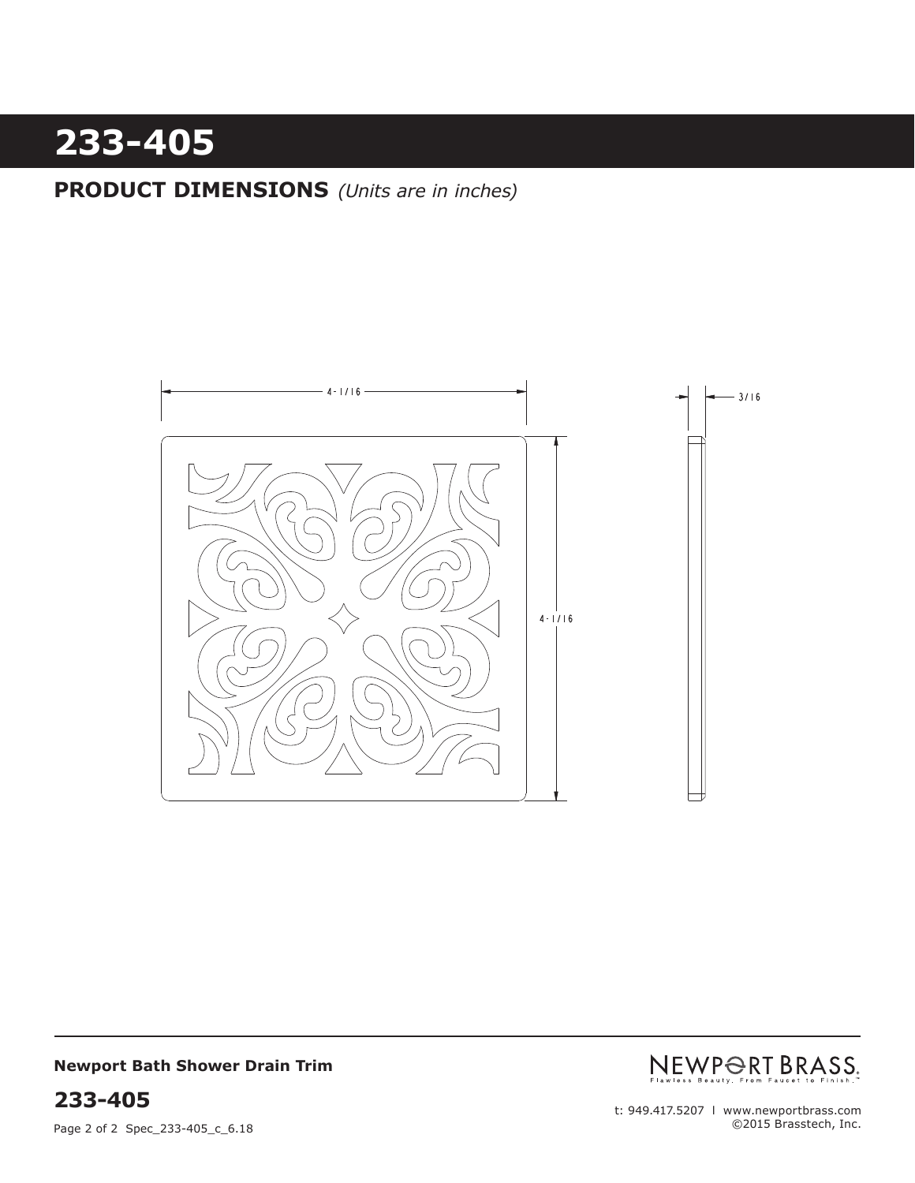# 233-405

## PRODUCT DIMENSIONS *(Units are in inches)*

4-1/16

4-1/16

3/16

**Newport Bath Shower Drain Trim**

## 233-405

Page 2 of 2 Spec_233-405_c_6.18

NEWPORT BRASS.
Flawless Beauty. From Faucet to Finish.™

t: 949.417.5207 l www.newportbrass.com
©2015 Brasstech, Inc.